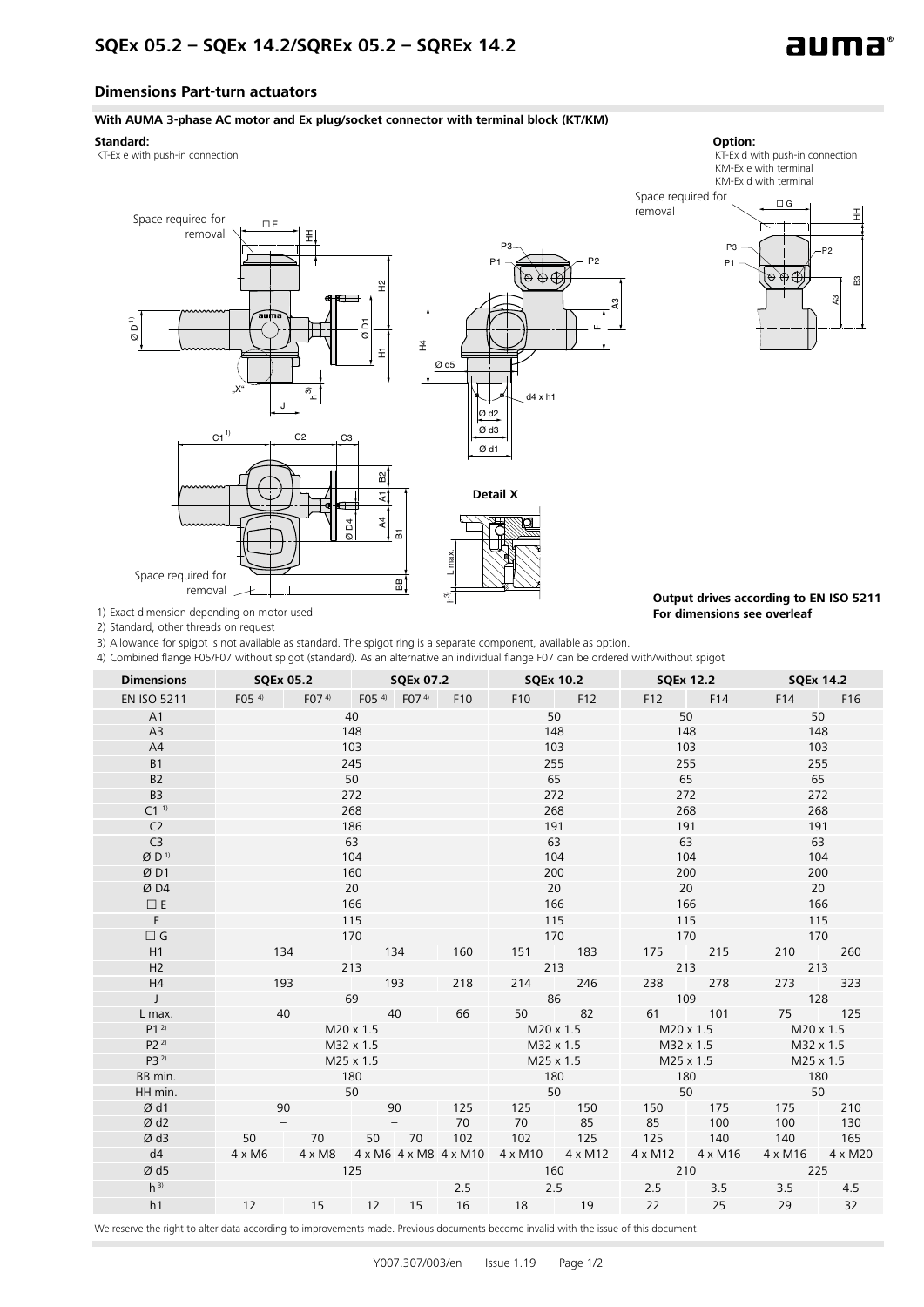# SQEx 05.2 – SQEx 14.2/SQREx 05.2 – SQREx 14.2

## Dimensions Part-turn actuators

**With AUMA 3-phase AC motor and Ex plug/socket connector with terminal block (KT/KM)**

**Standard:**
KT-Ex e with push-in connection

**Option:**
KT-Ex d with push-in connection
KM-Ex e with terminal
KM-Ex d with terminal

**Output drives according to EN ISO 5211**
**For dimensions see overleaf**

1) Exact dimension depending on motor used
2) Standard, other threads on request
3) Allowance for spigot is not available as standard. The spigot ring is a separate component, available as option.
4) Combined flange F05/F07 without spigot (standard). As an alternative an individual flange F07 can be ordered with/without spigot

| Dimensions | SQEx 05.2 | | SQEx 07.2 | | | SQEx 10.2 | | SQEx 12.2 | | SQEx 14.2 | |
|---|---|---|---|---|---|---|---|---|---|---|---|
| EN ISO 5211 | F05 [4] | F07 [4] | F05 [4] | F07 [4] | F10 | F10 | F12 | F12 | F14 | F14 | F16 |
| A1 | 40 | | | | | 50 | | 50 | | 50 | |
| A3 | 148 | | | | | 148 | | 148 | | 148 | |
| A4 | 103 | | | | | 103 | | 103 | | 103 | |
| B1 | 245 | | | | | 255 | | 255 | | 255 | |
| B2 | 50 | | | | | 65 | | 65 | | 65 | |
| B3 | 272 | | | | | 272 | | 272 | | 272 | |
| C1 [1] | 268 | | | | | 268 | | 268 | | 268 | |
| C2 | 186 | | | | | 191 | | 191 | | 191 | |
| C3 | 63 | | | | | 63 | | 63 | | 63 | |
| Ø D [1] | 104 | | | | | 104 | | 104 | | 104 | |
| Ø D1 | 160 | | | | | 200 | | 200 | | 200 | |
| Ø D4 | 20 | | | | | 20 | | 20 | | 20 | |
| □ E | 166 | | | | | 166 | | 166 | | 166 | |
| F | 115 | | | | | 115 | | 115 | | 115 | |
| □ G | 170 | | | | | 170 | | 170 | | 170 | |
| H1 | 134 | | 134 | | 160 | 151 | 183 | 175 | 215 | 210 | 260 |
| H2 | 213 | | | | | 213 | | 213 | | 213 | |
| H4 | 193 | | 193 | | 218 | 214 | 246 | 238 | 278 | 273 | 323 |
| J | 69 | | | | | 86 | | 109 | | 128 | |
| L max. | 40 | | 40 | | 66 | 50 | 82 | 61 | 101 | 75 | 125 |
| P1 [2] | M20 x 1.5 | | | | | M20 x 1.5 | | M20 x 1.5 | | M20 x 1.5 | |
| P2 [2] | M32 x 1.5 | | | | | M32 x 1.5 | | M32 x 1.5 | | M32 x 1.5 | |
| P3 [2] | M25 x 1.5 | | | | | M25 x 1.5 | | M25 x 1.5 | | M25 x 1.5 | |
| BB min. | 180 | | | | | 180 | | 180 | | 180 | |
| HH min. | 50 | | | | | 50 | | 50 | | 50 | |
| Ø d1 | 90 | | 90 | | 125 | 125 | 150 | 150 | 175 | 175 | 210 |
| Ø d2 | – | | – | | 70 | 70 | 85 | 85 | 100 | 100 | 130 |
| Ø d3 | 50 | 70 | 50 | 70 | 102 | 102 | 125 | 125 | 140 | 140 | 165 |
| d4 | 4 x M6 | 4 x M8 | 4 x M6 | 4 x M8 | 4 x M10 | 4 x M10 | 4 x M12 | 4 x M12 | 4 x M16 | 4 x M16 | 4 x M20 |
| Ø d5 | 125 | | | | | 160 | | 210 | | 225 | |
| h [3] | – | | – | | 2.5 | 2.5 | | 2.5 | 3.5 | 3.5 | 4.5 |
| h1 | 12 | 15 | 12 | 15 | 16 | 18 | 19 | 22 | 25 | 29 | 32 |

We reserve the right to alter data according to improvements made. Previous documents become invalid with the issue of this document.

Y007.307/003/en Issue 1.19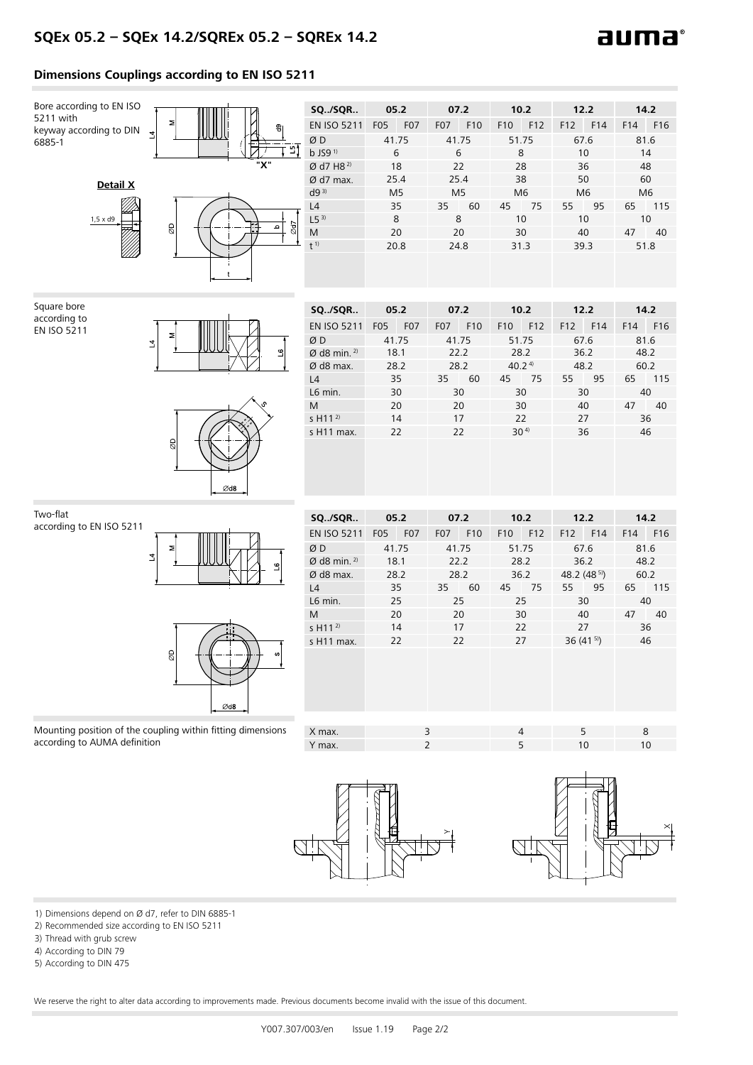# SQEx 05.2 – SQEx 14.2/SQREx 05.2 – SQREx 14.2

## Dimensions Couplings according to EN ISO 5211

Bore according to EN ISO 5211 with keyway according to DIN 6885-1

**Detail X**

| SQ../SQR.. | 05.2 | | 07.2 | | 10.2 | | 12.2 | | 14.2 | |
|---|---|---|---|---|---|---|---|---|---|---|
| EN ISO 5211 | F05 | F07 | F07 | F10 | F10 | F12 | F12 | F14 | F14 | F16 |
| Ø D | 41.75 | | 41.75 | | 51.75 | | 67.6 | | 81.6 | |
| b JS9 [1] | 6 | | 6 | | 8 | | 10 | | 14 | |
| Ø d7 H8 [2] | 18 | | 22 | | 28 | | 36 | | 48 | |
| Ø d7 max. | 25.4 | | 25.4 | | 38 | | 50 | | 60 | |
| d9 [3] | M5 | | M5 | | M6 | | M6 | | M6 | |
| L4 | 35 | | 35 | 60 | 45 | 75 | 55 | 95 | 65 | 115 |
| L5 [3] | 8 | | 8 | | 10 | | 10 | | 10 | |
| M | 20 | | 20 | | 30 | | 40 | | 47 | 40 |
| t [1] | 20.8 | | 24.8 | | 31.3 | | 39.3 | | 51.8 | |

Square bore according to EN ISO 5211

| SQ../SQR.. | 05.2 | | 07.2 | | 10.2 | | 12.2 | | 14.2 | |
|---|---|---|---|---|---|---|---|---|---|---|
| EN ISO 5211 | F05 | F07 | F07 | F10 | F10 | F12 | F12 | F14 | F14 | F16 |
| Ø D | 41.75 | | 41.75 | | 51.75 | | 67.6 | | 81.6 | |
| Ø d8 min. [2] | 18.1 | | 22.2 | | 28.2 | | 36.2 | | 48.2 | |
| Ø d8 max. | 28.2 | | 28.2 | | 40.2 [4] | | 48.2 | | 60.2 | |
| L4 | 35 | | 35 | 60 | 45 | 75 | 55 | 95 | 65 | 115 |
| L6 min. | 30 | | 30 | | 30 | | 30 | | 40 | |
| M | 20 | | 20 | | 30 | | 40 | | 47 | 40 |
| s H11 [2] | 14 | | 17 | | 22 | | 27 | | 36 | |
| s H11 max. | 22 | | 22 | | 30 [4] | | 36 | | 46 | |

Two-flat according to EN ISO 5211

| SQ../SQR.. | 05.2 | | 07.2 | | 10.2 | | 12.2 | | 14.2 | |
|---|---|---|---|---|---|---|---|---|---|---|
| EN ISO 5211 | F05 | F07 | F07 | F10 | F10 | F12 | F12 | F14 | F14 | F16 |
| Ø D | 41.75 | | 41.75 | | 51.75 | | 67.6 | | 81.6 | |
| Ø d8 min. [2] | 18.1 | | 22.2 | | 28.2 | | 36.2 | | 48.2 | |
| Ø d8 max. | 28.2 | | 28.2 | | 36.2 | | 48.2 (48 [5]) | | 60.2 | |
| L4 | 35 | | 35 | 60 | 45 | 75 | 55 | 95 | 65 | 115 |
| L6 min. | 25 | | 25 | | 25 | | 30 | | 40 | |
| M | 20 | | 20 | | 30 | | 40 | | 47 | 40 |
| s H11 [2] | 14 | | 17 | | 22 | | 27 | | 36 | |
| s H11 max. | 22 | | 22 | | 27 | | 36 (41 [5]) | | 46 | |

Mounting position of the coupling within fitting dimensions according to AUMA definition

| | 05.2 / 07.2 | 10.2 | 12.2 | 14.2 |
|---|---|---|---|---|
| X max. | 3 | 4 | 5 | 8 |
| Y max. | 2 | 5 | 10 | 10 |

1) Dimensions depend on Ø d7, refer to DIN 6885-1
2) Recommended size according to EN ISO 5211
3) Thread with grub screw
4) According to DIN 79
5) According to DIN 475

We reserve the right to alter data according to improvements made. Previous documents become invalid with the issue of this document.

Y007.307/003/en Issue 1.19